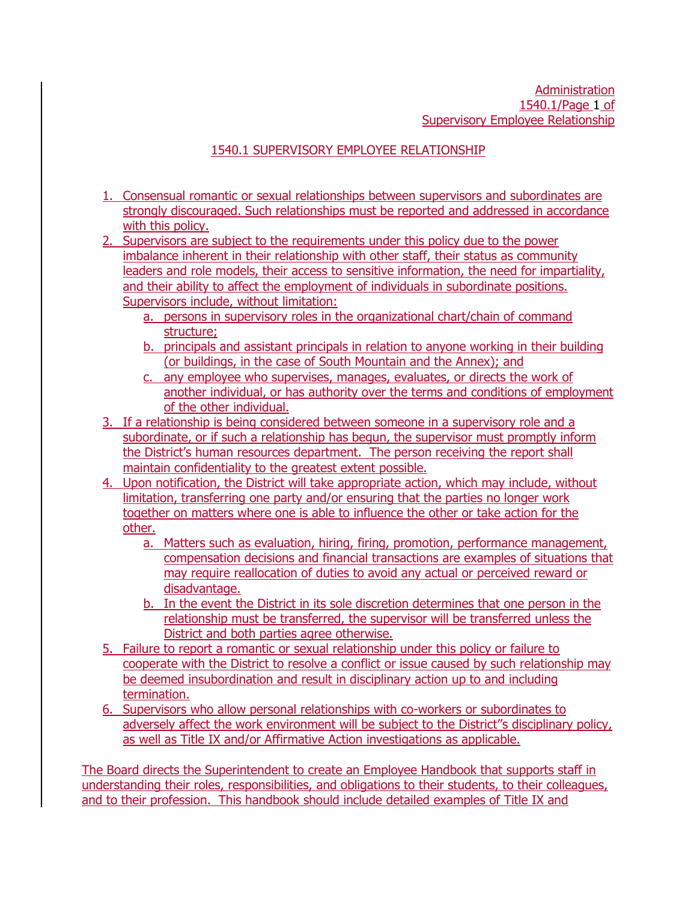# 1540.1 SUPERVISORY EMPLOYEE RELATIONSHIP

1. Consensual romantic or sexual relationships between supervisors and subordinates are strongly discouraged. Such relationships must be reported and addressed in accordance with this policy.
2. Supervisors are subject to the requirements under this policy due to the power imbalance inherent in their relationship with other staff, their status as community leaders and role models, their access to sensitive information, the need for impartiality, and their ability to affect the employment of individuals in subordinate positions. Supervisors include, without limitation:
   a. persons in supervisory roles in the organizational chart/chain of command structure;
   b. principals and assistant principals in relation to anyone working in their building (or buildings, in the case of South Mountain and the Annex); and
   c. any employee who supervises, manages, evaluates, or directs the work of another individual, or has authority over the terms and conditions of employment of the other individual.
3. If a relationship is being considered between someone in a supervisory role and a subordinate, or if such a relationship has begun, the supervisor must promptly inform the District's human resources department. The person receiving the report shall maintain confidentiality to the greatest extent possible.
4. Upon notification, the District will take appropriate action, which may include, without limitation, transferring one party and/or ensuring that the parties no longer work together on matters where one is able to influence the other or take action for the other.
   a. Matters such as evaluation, hiring, firing, promotion, performance management, compensation decisions and financial transactions are examples of situations that may require reallocation of duties to avoid any actual or perceived reward or disadvantage.
   b. In the event the District in its sole discretion determines that one person in the relationship must be transferred, the supervisor will be transferred unless the District and both parties agree otherwise.
5. Failure to report a romantic or sexual relationship under this policy or failure to cooperate with the District to resolve a conflict or issue caused by such relationship may be deemed insubordination and result in disciplinary action up to and including termination.
6. Supervisors who allow personal relationships with co-workers or subordinates to adversely affect the work environment will be subject to the District''s disciplinary policy, as well as Title IX and/or Affirmative Action investigations as applicable.

The Board directs the Superintendent to create an Employee Handbook that supports staff in understanding their roles, responsibilities, and obligations to their students, to their colleagues, and to their profession. This handbook should include detailed examples of Title IX and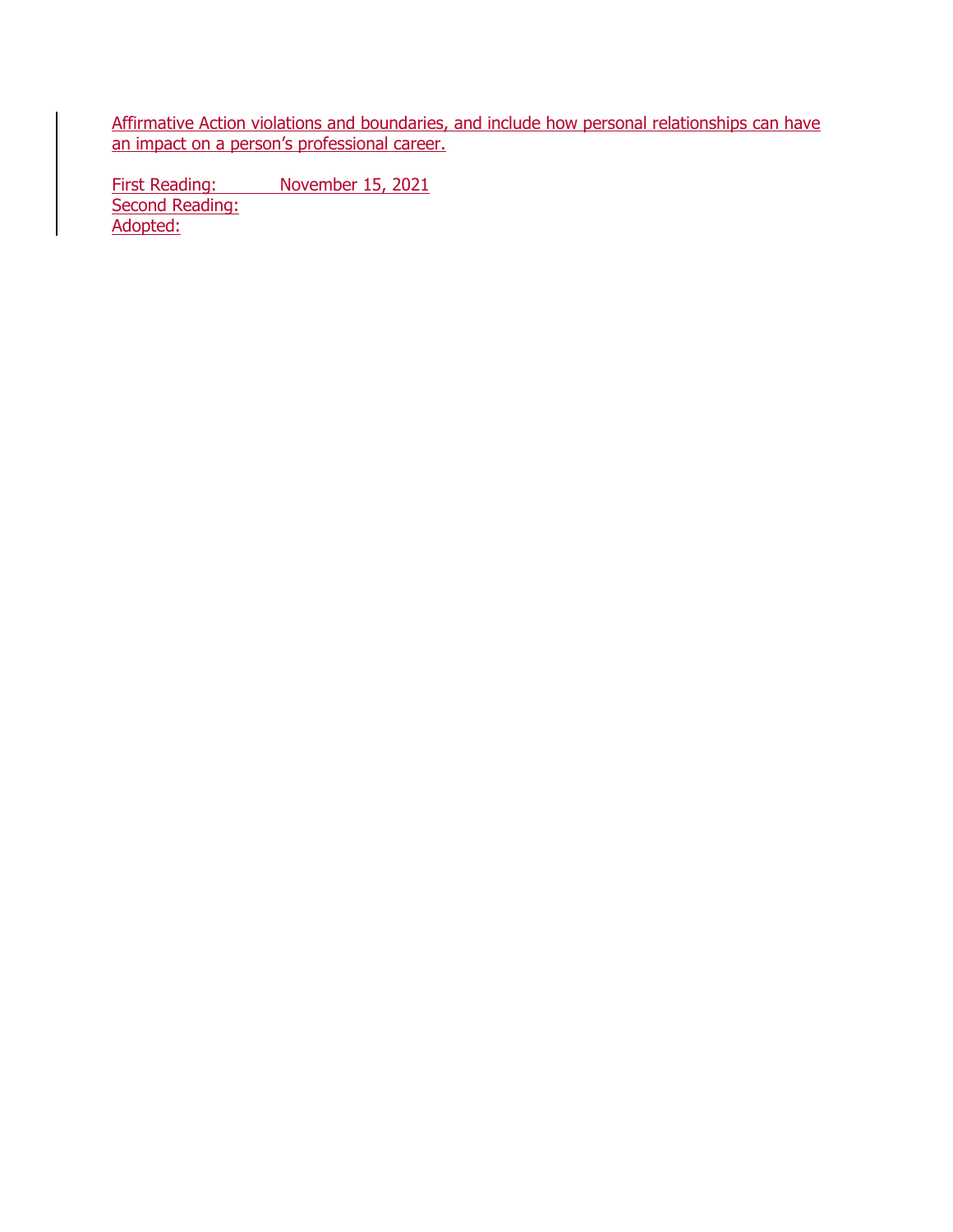Affirmative Action violations and boundaries, and include how personal relationships can have an impact on a person's professional career.

First Reading: November 15, 2021
Second Reading:
Adopted: